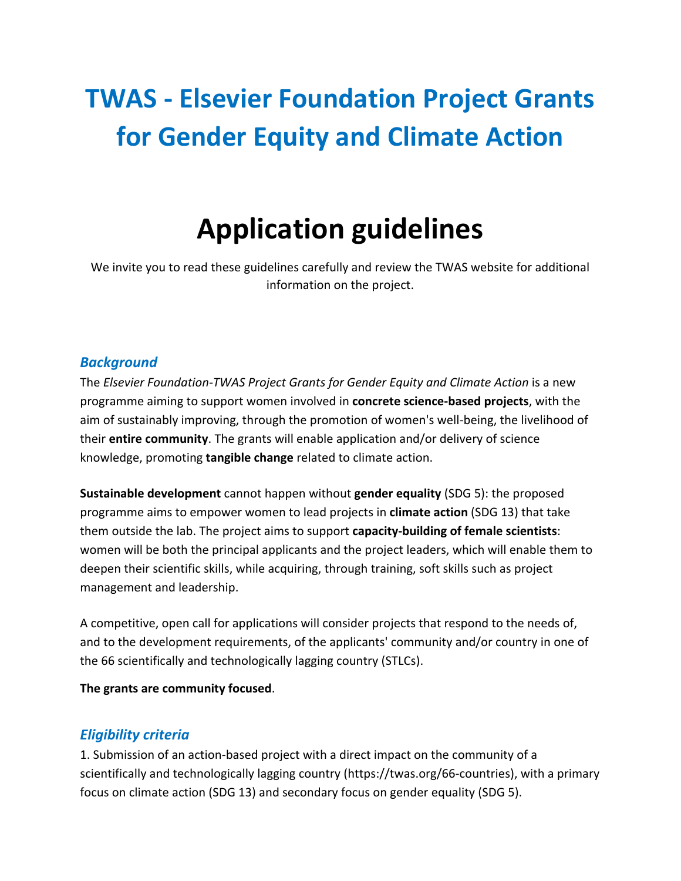# TWAS - Elsevier Foundation Project Grants for Gender Equity and Climate Action

# Application guidelines

We invite you to read these guidelines carefully and review the TWAS website for additional information on the project.

### *Background*

The *Elsevier Foundation-TWAS Project Grants for Gender Equity and Climate Action* is a new programme aiming to support women involved in **concrete science-based projects**, with the aim of sustainably improving, through the promotion of women's well-being, the livelihood of their **entire community**. The grants will enable application and/or delivery of science knowledge, promoting **tangible change** related to climate action.

**Sustainable development** cannot happen without **gender equality** (SDG 5): the proposed programme aims to empower women to lead projects in **climate action** (SDG 13) that take them outside the lab. The project aims to support **capacity-building of female scientists**: women will be both the principal applicants and the project leaders, which will enable them to deepen their scientific skills, while acquiring, through training, soft skills such as project management and leadership.

A competitive, open call for applications will consider projects that respond to the needs of, and to the development requirements, of the applicants' community and/or country in one of the 66 scientifically and technologically lagging country (STLCs).

**The grants are community focused**.

### *Eligibility criteria*

1. Submission of an action-based project with a direct impact on the community of a scientifically and technologically lagging country (https://twas.org/66-countries), with a primary focus on climate action (SDG 13) and secondary focus on gender equality (SDG 5).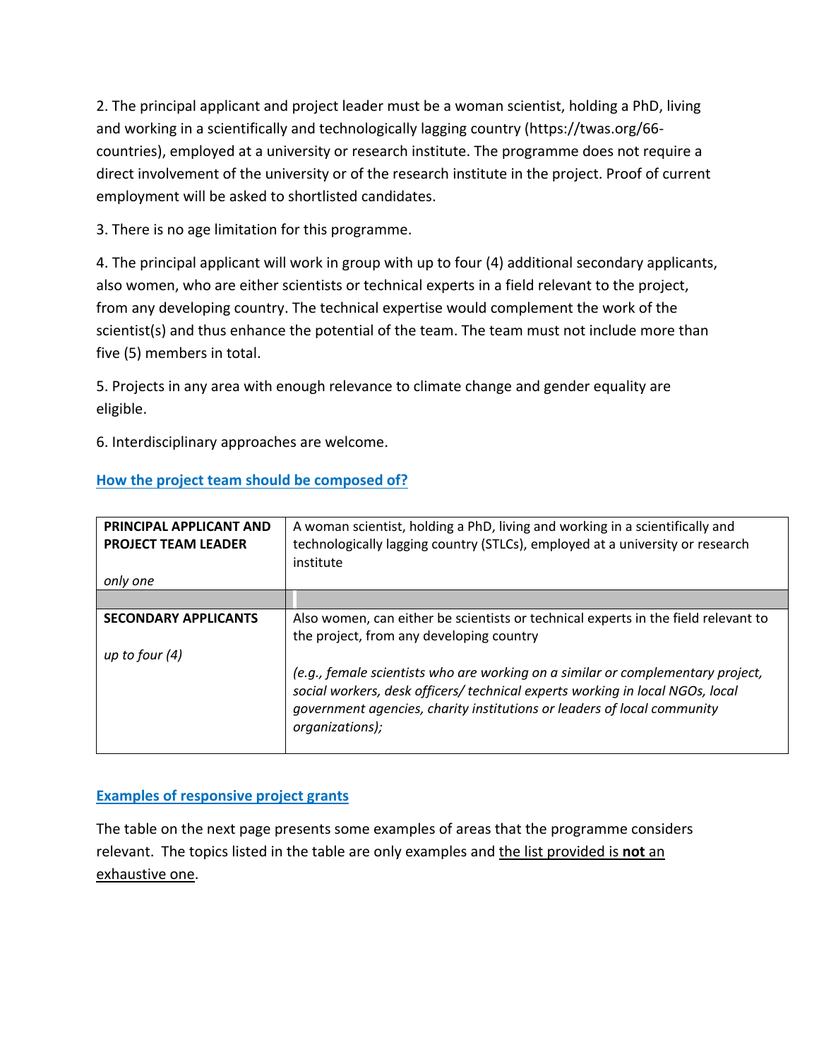2. The principal applicant and project leader must be a woman scientist, holding a PhD, living and working in a scientifically and technologically lagging country (https://twas.org/66-countries), employed at a university or research institute. The programme does not require a direct involvement of the university or of the research institute in the project. Proof of current employment will be asked to shortlisted candidates.

3. There is no age limitation for this programme.

4. The principal applicant will work in group with up to four (4) additional secondary applicants, also women, who are either scientists or technical experts in a field relevant to the project, from any developing country. The technical expertise would complement the work of the scientist(s) and thus enhance the potential of the team. The team must not include more than five (5) members in total.

5. Projects in any area with enough relevance to climate change and gender equality are eligible.

6. Interdisciplinary approaches are welcome.

## How the project team should be composed of?

| | |
|---|---|
| **PRINCIPAL APPLICANT AND PROJECT TEAM LEADER**<br><br>*only one* | A woman scientist, holding a PhD, living and working in a scientifically and technologically lagging country (STLCs), employed at a university or research institute |
| | |
| **SECONDARY APPLICANTS**<br><br>*up to four (4)* | Also women, can either be scientists or technical experts in the field relevant to the project, from any developing country<br><br>*(e.g., female scientists who are working on a similar or complementary project, social workers, desk officers/ technical experts working in local NGOs, local government agencies, charity institutions or leaders of local community organizations);* |

## Examples of responsive project grants

The table on the next page presents some examples of areas that the programme considers relevant. The topics listed in the table are only examples and the list provided is **not** an exhaustive one.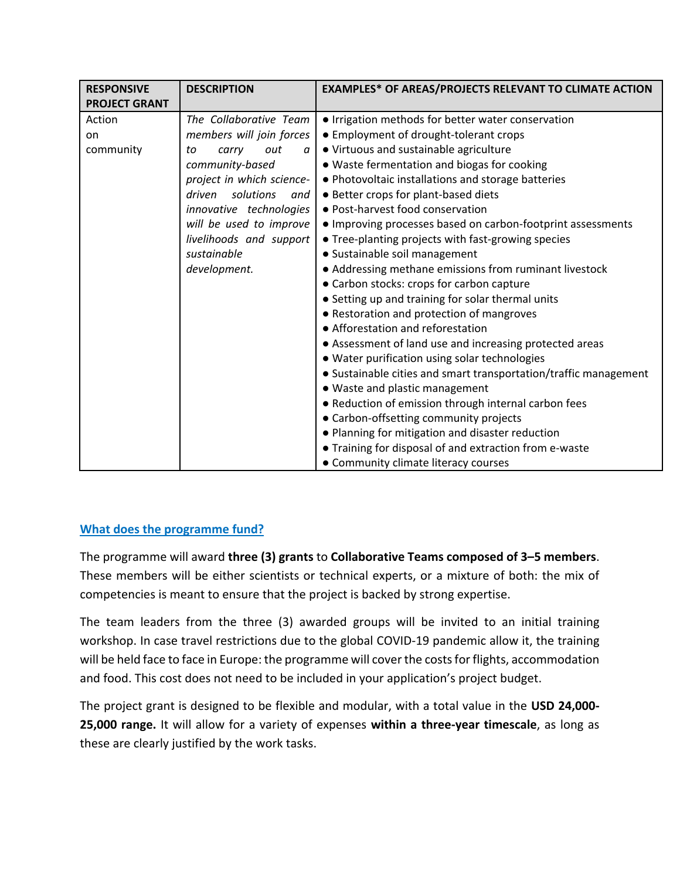| RESPONSIVE PROJECT GRANT | DESCRIPTION | EXAMPLES* OF AREAS/PROJECTS RELEVANT TO CLIMATE ACTION |
|---|---|---|
| Action on community | *The Collaborative Team members will join forces to carry out a community-based project in which science-driven solutions and innovative technologies will be used to improve livelihoods and support sustainable development.* | ● Irrigation methods for better water conservation<br>● Employment of drought-tolerant crops<br>● Virtuous and sustainable agriculture<br>● Waste fermentation and biogas for cooking<br>● Photovoltaic installations and storage batteries<br>● Better crops for plant-based diets<br>● Post-harvest food conservation<br>● Improving processes based on carbon-footprint assessments<br>● Tree-planting projects with fast-growing species<br>● Sustainable soil management<br>● Addressing methane emissions from ruminant livestock<br>● Carbon stocks: crops for carbon capture<br>● Setting up and training for solar thermal units<br>● Restoration and protection of mangroves<br>● Afforestation and reforestation<br>● Assessment of land use and increasing protected areas<br>● Water purification using solar technologies<br>● Sustainable cities and smart transportation/traffic management<br>● Waste and plastic management<br>● Reduction of emission through internal carbon fees<br>● Carbon-offsetting community projects<br>● Planning for mitigation and disaster reduction<br>● Training for disposal of and extraction from e-waste<br>● Community climate literacy courses |

## What does the programme fund?

The programme will award **three (3) grants** to **Collaborative Teams composed of 3–5 members**. These members will be either scientists or technical experts, or a mixture of both: the mix of competencies is meant to ensure that the project is backed by strong expertise.

The team leaders from the three (3) awarded groups will be invited to an initial training workshop. In case travel restrictions due to the global COVID-19 pandemic allow it, the training will be held face to face in Europe: the programme will cover the costs for flights, accommodation and food. This cost does not need to be included in your application's project budget.

The project grant is designed to be flexible and modular, with a total value in the **USD 24,000-25,000 range.** It will allow for a variety of expenses **within a three-year timescale**, as long as these are clearly justified by the work tasks.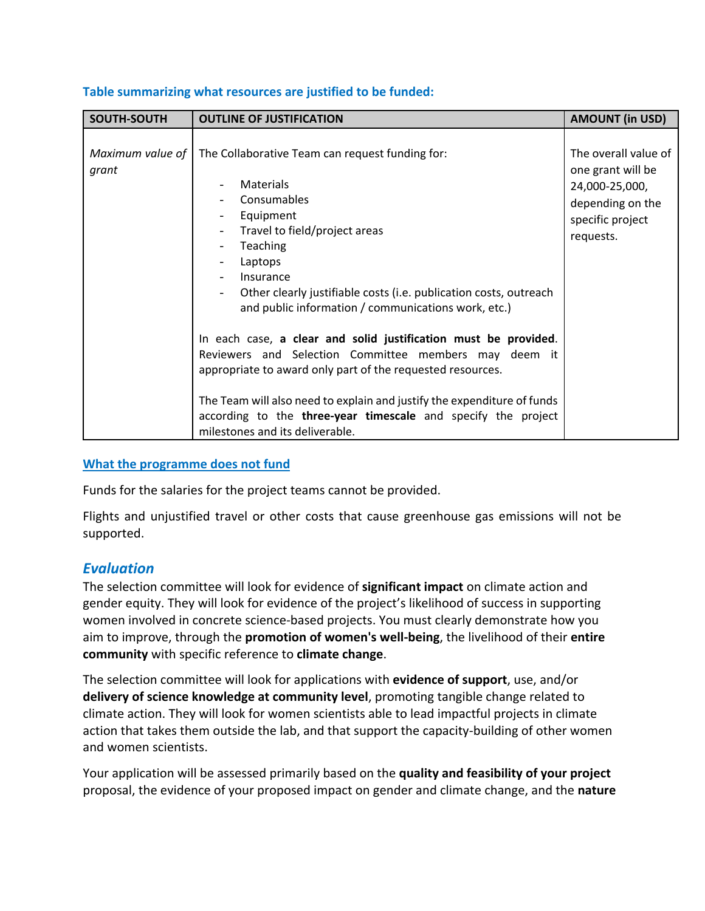**Table summarizing what resources are justified to be funded:**

| SOUTH-SOUTH | OUTLINE OF JUSTIFICATION | AMOUNT (in USD) |
|---|---|---|
| *Maximum value of grant* | The Collaborative Team can request funding for:<br><br>- Materials<br>- Consumables<br>- Equipment<br>- Travel to field/project areas<br>- Teaching<br>- Laptops<br>- Insurance<br>- Other clearly justifiable costs (i.e. publication costs, outreach and public information / communications work, etc.)<br><br>In each case, **a clear and solid justification must be provided**. Reviewers and Selection Committee members may deem it appropriate to award only part of the requested resources.<br><br>The Team will also need to explain and justify the expenditure of funds according to the **three-year timescale** and specify the project milestones and its deliverable. | The overall value of one grant will be 24,000-25,000, depending on the specific project requests. |

**What the programme does not fund**

Funds for the salaries for the project teams cannot be provided.

Flights and unjustified travel or other costs that cause greenhouse gas emissions will not be supported.

## *Evaluation*

The selection committee will look for evidence of **significant impact** on climate action and gender equity. They will look for evidence of the project's likelihood of success in supporting women involved in concrete science-based projects. You must clearly demonstrate how you aim to improve, through the **promotion of women's well-being**, the livelihood of their **entire community** with specific reference to **climate change**.

The selection committee will look for applications with **evidence of support**, use, and/or **delivery of science knowledge at community level**, promoting tangible change related to climate action. They will look for women scientists able to lead impactful projects in climate action that takes them outside the lab, and that support the capacity-building of other women and women scientists.

Your application will be assessed primarily based on the **quality and feasibility of your project** proposal, the evidence of your proposed impact on gender and climate change, and the **nature**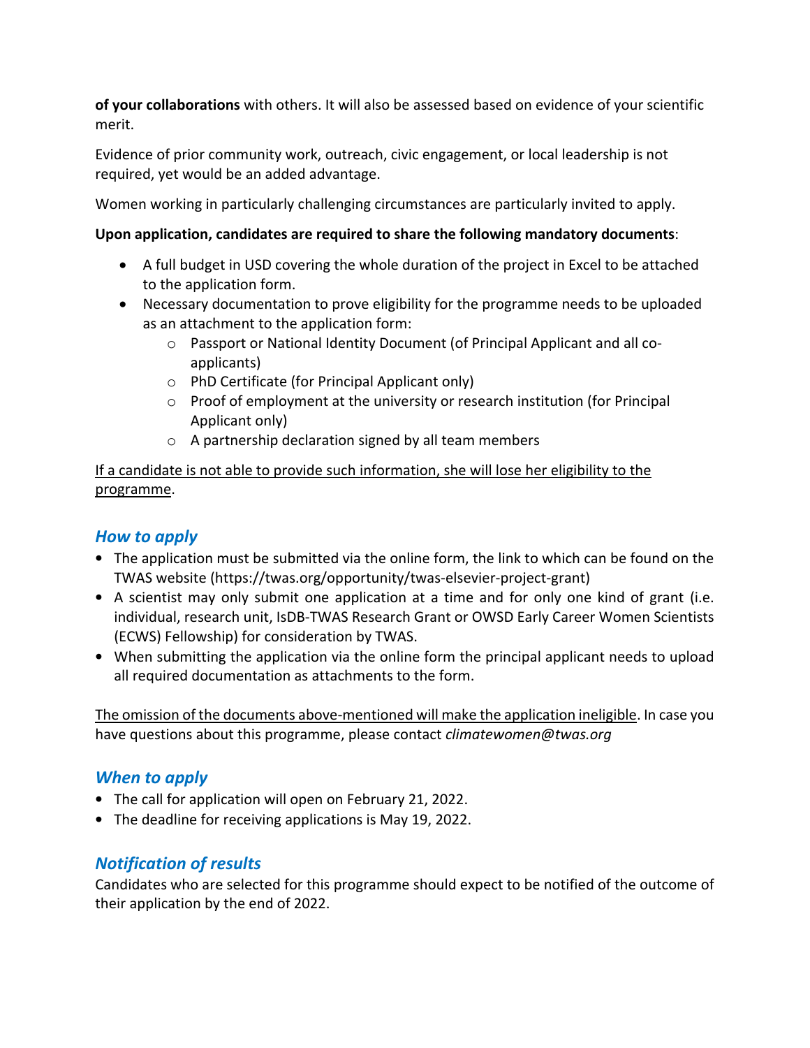**of your collaborations** with others. It will also be assessed based on evidence of your scientific merit.

Evidence of prior community work, outreach, civic engagement, or local leadership is not required, yet would be an added advantage.

Women working in particularly challenging circumstances are particularly invited to apply.

**Upon application, candidates are required to share the following mandatory documents**:

- A full budget in USD covering the whole duration of the project in Excel to be attached to the application form.
- Necessary documentation to prove eligibility for the programme needs to be uploaded as an attachment to the application form:
    - Passport or National Identity Document (of Principal Applicant and all co-applicants)
    - PhD Certificate (for Principal Applicant only)
    - Proof of employment at the university or research institution (for Principal Applicant only)
    - A partnership declaration signed by all team members

<u>If a candidate is not able to provide such information, she will lose her eligibility to the programme</u>.

## *How to apply*

- The application must be submitted via the online form, the link to which can be found on the TWAS website (https://twas.org/opportunity/twas-elsevier-project-grant)
- A scientist may only submit one application at a time and for only one kind of grant (i.e. individual, research unit, IsDB-TWAS Research Grant or OWSD Early Career Women Scientists (ECWS) Fellowship) for consideration by TWAS.
- When submitting the application via the online form the principal applicant needs to upload all required documentation as attachments to the form.

<u>The omission of the documents above-mentioned will make the application ineligible</u>. In case you have questions about this programme, please contact *climatewomen@twas.org*

## *When to apply*

- The call for application will open on February 21, 2022.
- The deadline for receiving applications is May 19, 2022.

## *Notification of results*

Candidates who are selected for this programme should expect to be notified of the outcome of their application by the end of 2022.